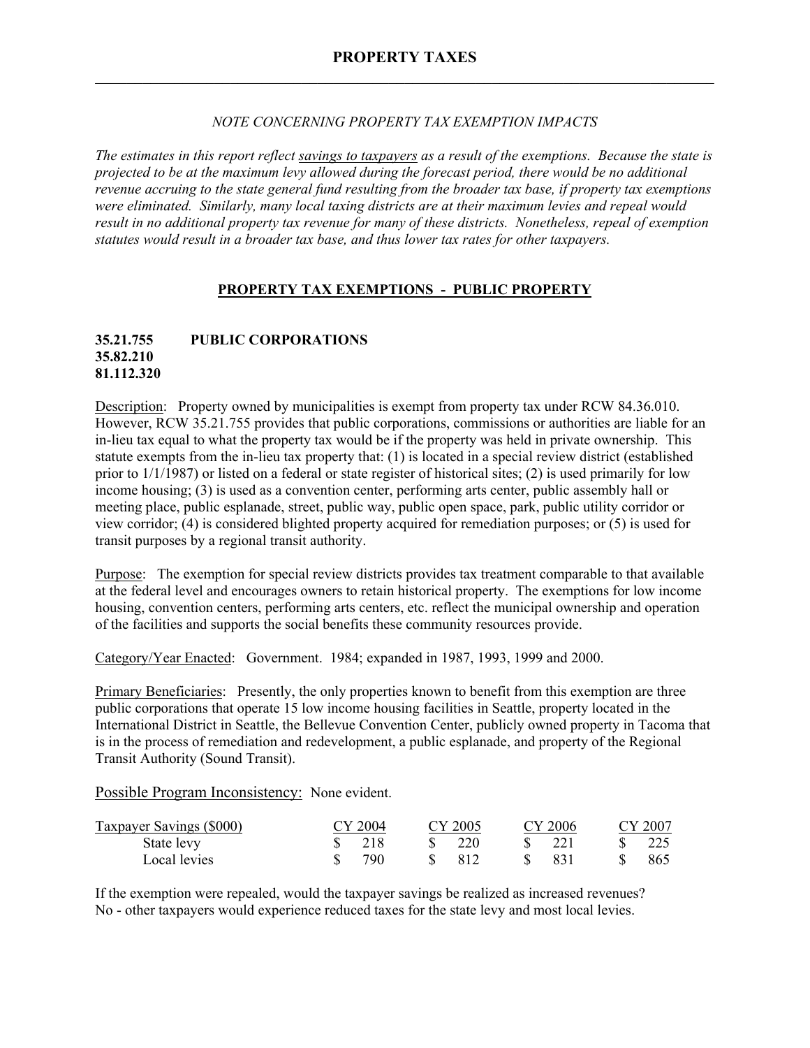# PROPERTY TAXES

*NOTE CONCERNING PROPERTY TAX EXEMPTION IMPACTS*

*The estimates in this report reflect savings to taxpayers as a result of the exemptions. Because the state is projected to be at the maximum levy allowed during the forecast period, there would be no additional revenue accruing to the state general fund resulting from the broader tax base, if property tax exemptions were eliminated. Similarly, many local taxing districts are at their maximum levies and repeal would result in no additional property tax revenue for many of these districts. Nonetheless, repeal of exemption statutes would result in a broader tax base, and thus lower tax rates for other taxpayers.*

## PROPERTY TAX EXEMPTIONS - PUBLIC PROPERTY

### 35.21.755 PUBLIC CORPORATIONS
**35.82.210**
**81.112.320**

Description: Property owned by municipalities is exempt from property tax under RCW 84.36.010. However, RCW 35.21.755 provides that public corporations, commissions or authorities are liable for an in-lieu tax equal to what the property tax would be if the property was held in private ownership. This statute exempts from the in-lieu tax property that: (1) is located in a special review district (established prior to 1/1/1987) or listed on a federal or state register of historical sites; (2) is used primarily for low income housing; (3) is used as a convention center, performing arts center, public assembly hall or meeting place, public esplanade, street, public way, public open space, park, public utility corridor or view corridor; (4) is considered blighted property acquired for remediation purposes; or (5) is used for transit purposes by a regional transit authority.

Purpose: The exemption for special review districts provides tax treatment comparable to that available at the federal level and encourages owners to retain historical property. The exemptions for low income housing, convention centers, performing arts centers, etc. reflect the municipal ownership and operation of the facilities and supports the social benefits these community resources provide.

Category/Year Enacted: Government. 1984; expanded in 1987, 1993, 1999 and 2000.

Primary Beneficiaries: Presently, the only properties known to benefit from this exemption are three public corporations that operate 15 low income housing facilities in Seattle, property located in the International District in Seattle, the Bellevue Convention Center, publicly owned property in Tacoma that is in the process of remediation and redevelopment, a public esplanade, and property of the Regional Transit Authority (Sound Transit).

Possible Program Inconsistency: None evident.

| Taxpayer Savings ($000) | CY 2004 | CY 2005 | CY 2006 | CY 2007 |
|---|---|---|---|---|
| State levy | $ 218 | $ 220 | $ 221 | $ 225 |
| Local levies | $ 790 | $ 812 | $ 831 | $ 865 |

If the exemption were repealed, would the taxpayer savings be realized as increased revenues?
No - other taxpayers would experience reduced taxes for the state levy and most local levies.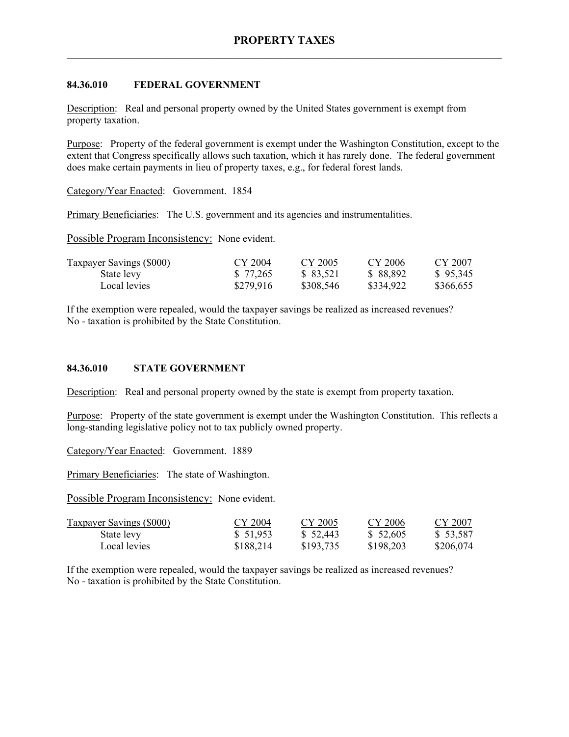# PROPERTY TAXES

## 84.36.010 FEDERAL GOVERNMENT

Description: Real and personal property owned by the United States government is exempt from property taxation.

Purpose: Property of the federal government is exempt under the Washington Constitution, except to the extent that Congress specifically allows such taxation, which it has rarely done. The federal government does make certain payments in lieu of property taxes, e.g., for federal forest lands.

Category/Year Enacted: Government. 1854

Primary Beneficiaries: The U.S. government and its agencies and instrumentalities.

Possible Program Inconsistency: None evident.

| Taxpayer Savings ($000) | CY 2004 | CY 2005 | CY 2006 | CY 2007 |
|---|---|---|---|---|
| State levy | $ 77,265 | $ 83,521 | $ 88,892 | $ 95,345 |
| Local levies | $279,916 | $308,546 | $334,922 | $366,655 |

If the exemption were repealed, would the taxpayer savings be realized as increased revenues?
No - taxation is prohibited by the State Constitution.

## 84.36.010 STATE GOVERNMENT

Description: Real and personal property owned by the state is exempt from property taxation.

Purpose: Property of the state government is exempt under the Washington Constitution. This reflects a long-standing legislative policy not to tax publicly owned property.

Category/Year Enacted: Government. 1889

Primary Beneficiaries: The state of Washington.

Possible Program Inconsistency: None evident.

| Taxpayer Savings ($000) | CY 2004 | CY 2005 | CY 2006 | CY 2007 |
|---|---|---|---|---|
| State levy | $ 51,953 | $ 52,443 | $ 52,605 | $ 53,587 |
| Local levies | $188,214 | $193,735 | $198,203 | $206,074 |

If the exemption were repealed, would the taxpayer savings be realized as increased revenues?
No - taxation is prohibited by the State Constitution.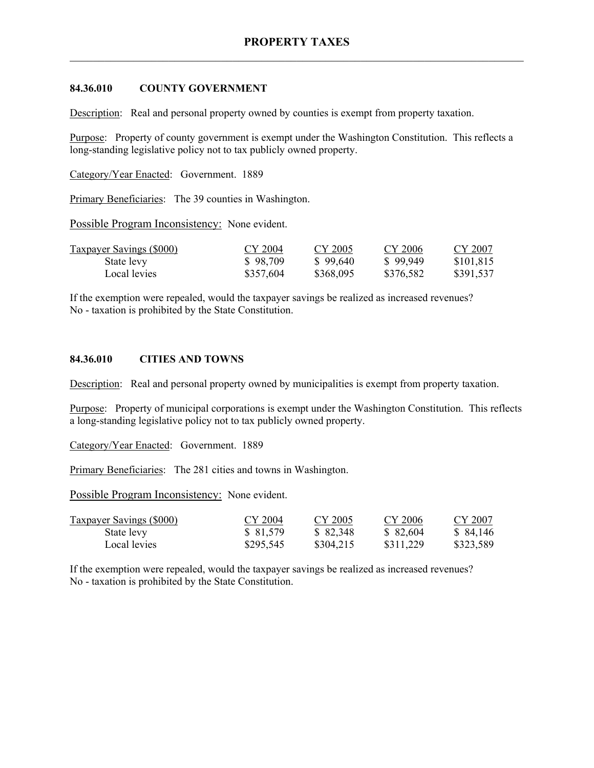## PROPERTY TAXES

### 84.36.010 COUNTY GOVERNMENT

Description: Real and personal property owned by counties is exempt from property taxation.

Purpose: Property of county government is exempt under the Washington Constitution. This reflects a long-standing legislative policy not to tax publicly owned property.

Category/Year Enacted: Government. 1889

Primary Beneficiaries: The 39 counties in Washington.

Possible Program Inconsistency: None evident.

| Taxpayer Savings ($000) | CY 2004 | CY 2005 | CY 2006 | CY 2007 |
|---|---|---|---|---|
| State levy | $ 98,709 | $ 99,640 | $ 99,949 | $101,815 |
| Local levies | $357,604 | $368,095 | $376,582 | $391,537 |

If the exemption were repealed, would the taxpayer savings be realized as increased revenues?
No - taxation is prohibited by the State Constitution.

### 84.36.010 CITIES AND TOWNS

Description: Real and personal property owned by municipalities is exempt from property taxation.

Purpose: Property of municipal corporations is exempt under the Washington Constitution. This reflects a long-standing legislative policy not to tax publicly owned property.

Category/Year Enacted: Government. 1889

Primary Beneficiaries: The 281 cities and towns in Washington.

Possible Program Inconsistency: None evident.

| Taxpayer Savings ($000) | CY 2004 | CY 2005 | CY 2006 | CY 2007 |
|---|---|---|---|---|
| State levy | $ 81,579 | $ 82,348 | $ 82,604 | $ 84,146 |
| Local levies | $295,545 | $304,215 | $311,229 | $323,589 |

If the exemption were repealed, would the taxpayer savings be realized as increased revenues?
No - taxation is prohibited by the State Constitution.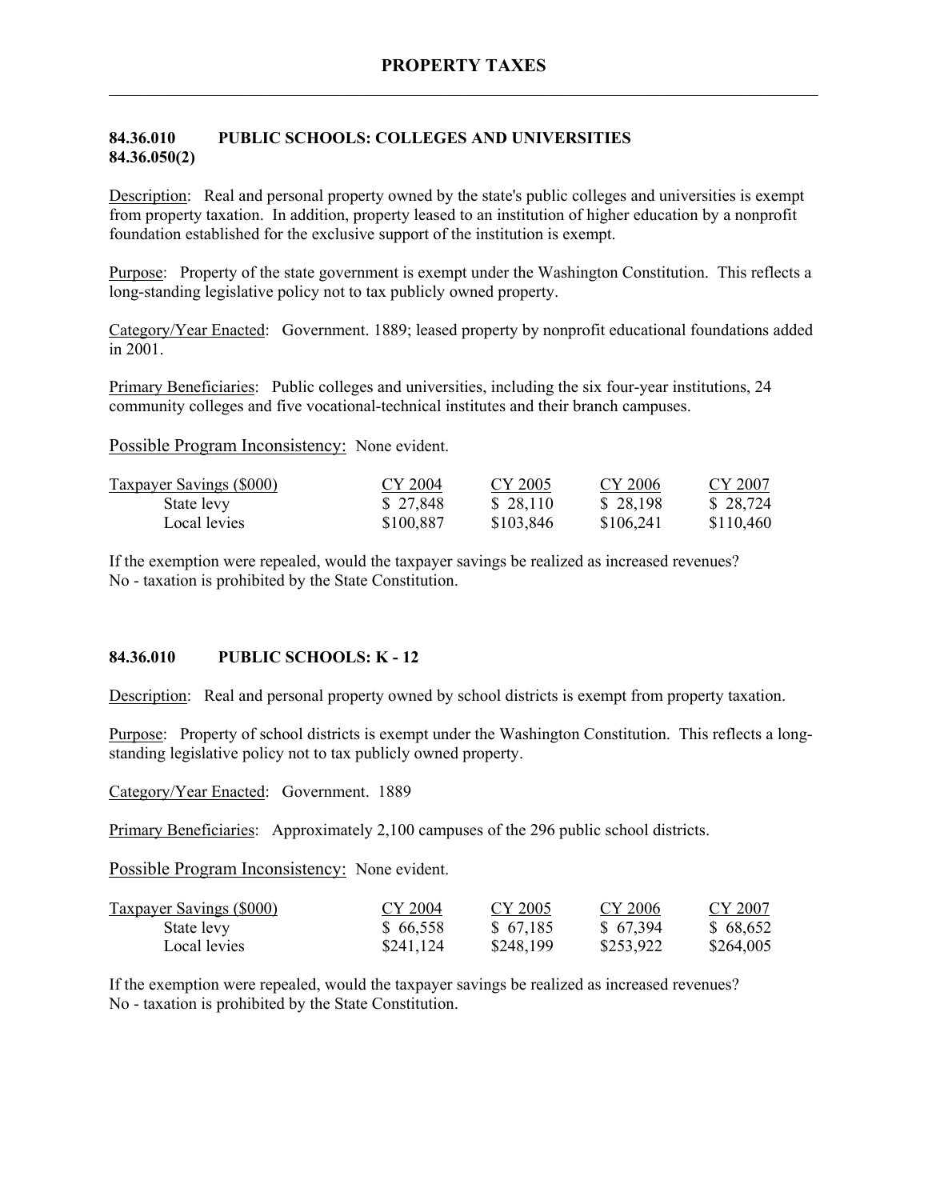# PROPERTY TAXES

## 84.36.010 PUBLIC SCHOOLS: COLLEGES AND UNIVERSITIES 84.36.050(2)

Description: Real and personal property owned by the state's public colleges and universities is exempt from property taxation. In addition, property leased to an institution of higher education by a nonprofit foundation established for the exclusive support of the institution is exempt.

Purpose: Property of the state government is exempt under the Washington Constitution. This reflects a long-standing legislative policy not to tax publicly owned property.

Category/Year Enacted: Government. 1889; leased property by nonprofit educational foundations added in 2001.

Primary Beneficiaries: Public colleges and universities, including the six four-year institutions, 24 community colleges and five vocational-technical institutes and their branch campuses.

Possible Program Inconsistency: None evident.

| Taxpayer Savings ($000) | CY 2004 | CY 2005 | CY 2006 | CY 2007 |
|---|---|---|---|---|
| State levy | $ 27,848 | $ 28,110 | $ 28,198 | $ 28,724 |
| Local levies | $100,887 | $103,846 | $106,241 | $110,460 |

If the exemption were repealed, would the taxpayer savings be realized as increased revenues?
No - taxation is prohibited by the State Constitution.

## 84.36.010 PUBLIC SCHOOLS: K - 12

Description: Real and personal property owned by school districts is exempt from property taxation.

Purpose: Property of school districts is exempt under the Washington Constitution. This reflects a long-standing legislative policy not to tax publicly owned property.

Category/Year Enacted: Government. 1889

Primary Beneficiaries: Approximately 2,100 campuses of the 296 public school districts.

Possible Program Inconsistency: None evident.

| Taxpayer Savings ($000) | CY 2004 | CY 2005 | CY 2006 | CY 2007 |
|---|---|---|---|---|
| State levy | $ 66,558 | $ 67,185 | $ 67,394 | $ 68,652 |
| Local levies | $241,124 | $248,199 | $253,922 | $264,005 |

If the exemption were repealed, would the taxpayer savings be realized as increased revenues?
No - taxation is prohibited by the State Constitution.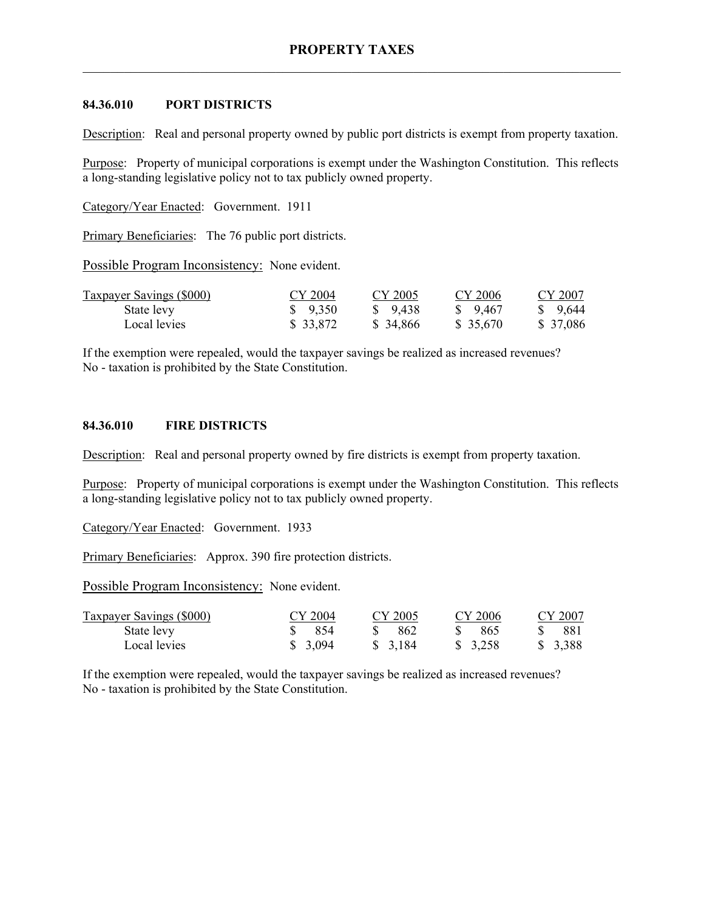# PROPERTY TAXES

## 84.36.010 PORT DISTRICTS

Description: Real and personal property owned by public port districts is exempt from property taxation.

Purpose: Property of municipal corporations is exempt under the Washington Constitution. This reflects a long-standing legislative policy not to tax publicly owned property.

Category/Year Enacted: Government. 1911

Primary Beneficiaries: The 76 public port districts.

Possible Program Inconsistency: None evident.

| Taxpayer Savings ($000) | CY 2004 | CY 2005 | CY 2006 | CY 2007 |
|---|---|---|---|---|
| State levy | $ 9,350 | $ 9,438 | $ 9,467 | $ 9,644 |
| Local levies | $ 33,872 | $ 34,866 | $ 35,670 | $ 37,086 |

If the exemption were repealed, would the taxpayer savings be realized as increased revenues? No - taxation is prohibited by the State Constitution.

## 84.36.010 FIRE DISTRICTS

Description: Real and personal property owned by fire districts is exempt from property taxation.

Purpose: Property of municipal corporations is exempt under the Washington Constitution. This reflects a long-standing legislative policy not to tax publicly owned property.

Category/Year Enacted: Government. 1933

Primary Beneficiaries: Approx. 390 fire protection districts.

Possible Program Inconsistency: None evident.

| Taxpayer Savings ($000) | CY 2004 | CY 2005 | CY 2006 | CY 2007 |
|---|---|---|---|---|
| State levy | $ 854 | $ 862 | $ 865 | $ 881 |
| Local levies | $ 3,094 | $ 3,184 | $ 3,258 | $ 3,388 |

If the exemption were repealed, would the taxpayer savings be realized as increased revenues? No - taxation is prohibited by the State Constitution.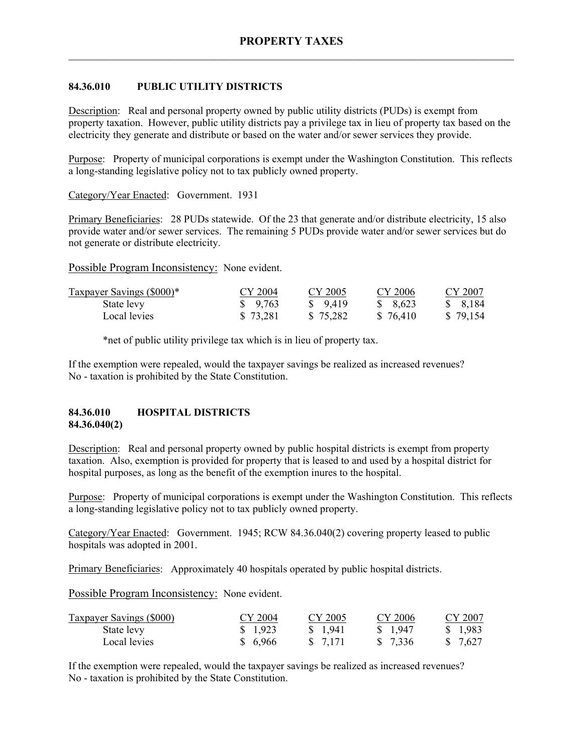# PROPERTY TAXES

## 84.36.010 PUBLIC UTILITY DISTRICTS

Description: Real and personal property owned by public utility districts (PUDs) is exempt from property taxation. However, public utility districts pay a privilege tax in lieu of property tax based on the electricity they generate and distribute or based on the water and/or sewer services they provide.

Purpose: Property of municipal corporations is exempt under the Washington Constitution. This reflects a long-standing legislative policy not to tax publicly owned property.

Category/Year Enacted: Government. 1931

Primary Beneficiaries: 28 PUDs statewide. Of the 23 that generate and/or distribute electricity, 15 also provide water and/or sewer services. The remaining 5 PUDs provide water and/or sewer services but do not generate or distribute electricity.

Possible Program Inconsistency: None evident.

| Taxpayer Savings ($000)* | CY 2004 | CY 2005 | CY 2006 | CY 2007 |
|---|---|---|---|---|
| State levy | $ 9,763 | $ 9,419 | $ 8,623 | $ 8,184 |
| Local levies | $ 73,281 | $ 75,282 | $ 76,410 | $ 79,154 |

*net of public utility privilege tax which is in lieu of property tax.

If the exemption were repealed, would the taxpayer savings be realized as increased revenues?
No - taxation is prohibited by the State Constitution.

## 84.36.010 HOSPITAL DISTRICTS
## 84.36.040(2)

Description: Real and personal property owned by public hospital districts is exempt from property taxation. Also, exemption is provided for property that is leased to and used by a hospital district for hospital purposes, as long as the benefit of the exemption inures to the hospital.

Purpose: Property of municipal corporations is exempt under the Washington Constitution. This reflects a long-standing legislative policy not to tax publicly owned property.

Category/Year Enacted: Government. 1945; RCW 84.36.040(2) covering property leased to public hospitals was adopted in 2001.

Primary Beneficiaries: Approximately 40 hospitals operated by public hospital districts.

Possible Program Inconsistency: None evident.

| Taxpayer Savings ($000) | CY 2004 | CY 2005 | CY 2006 | CY 2007 |
|---|---|---|---|---|
| State levy | $ 1,923 | $ 1,941 | $ 1,947 | $ 1,983 |
| Local levies | $ 6,966 | $ 7,171 | $ 7,336 | $ 7,627 |

If the exemption were repealed, would the taxpayer savings be realized as increased revenues?
No - taxation is prohibited by the State Constitution.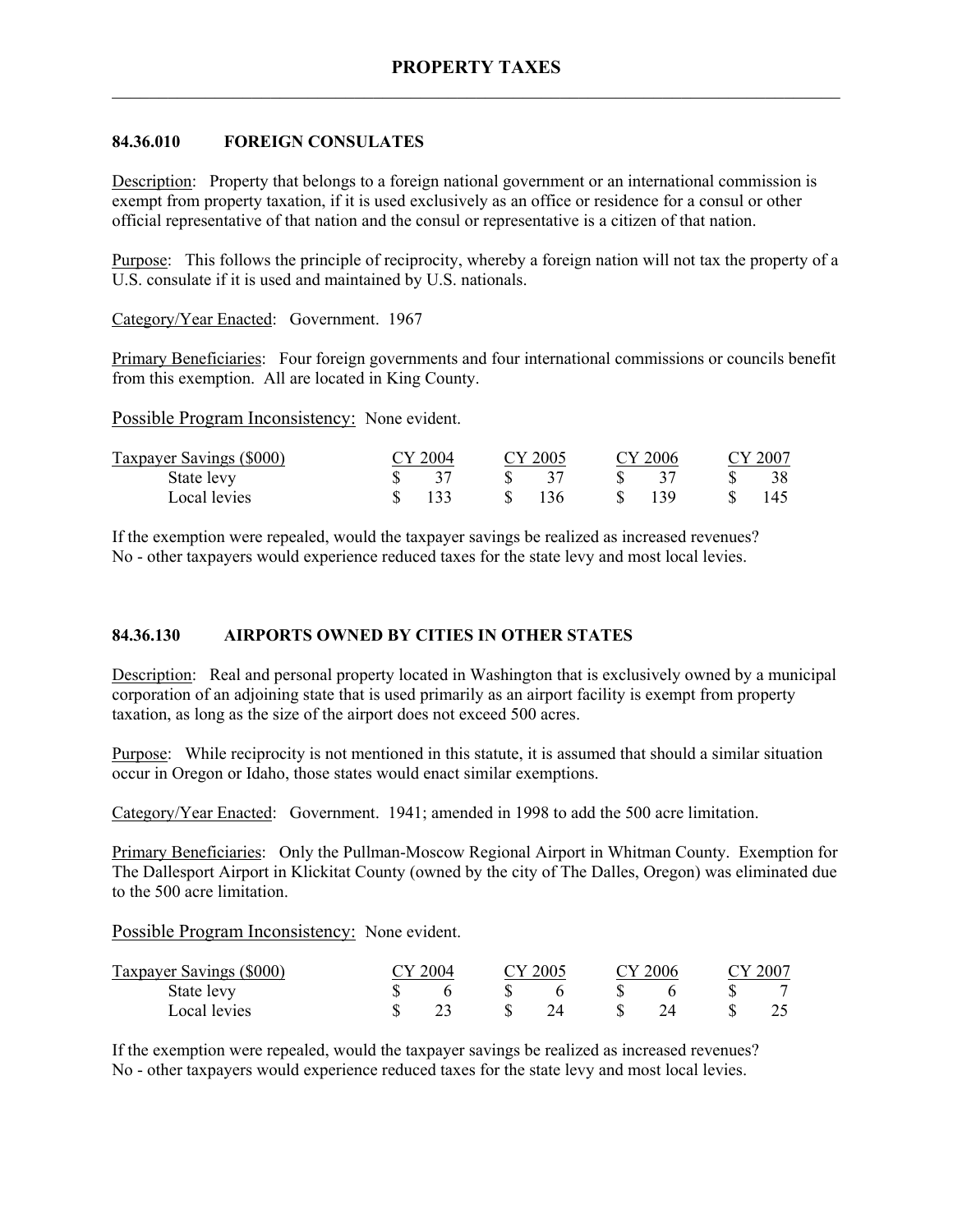# PROPERTY TAXES

## 84.36.010 FOREIGN CONSULATES

Description: Property that belongs to a foreign national government or an international commission is exempt from property taxation, if it is used exclusively as an office or residence for a consul or other official representative of that nation and the consul or representative is a citizen of that nation.

Purpose: This follows the principle of reciprocity, whereby a foreign nation will not tax the property of a U.S. consulate if it is used and maintained by U.S. nationals.

Category/Year Enacted: Government. 1967

Primary Beneficiaries: Four foreign governments and four international commissions or councils benefit from this exemption. All are located in King County.

Possible Program Inconsistency: None evident.

| Taxpayer Savings ($000) | CY 2004 | CY 2005 | CY 2006 | CY 2007 |
|---|---|---|---|---|
| State levy | $ 37 | $ 37 | $ 37 | $ 38 |
| Local levies | $ 133 | $ 136 | $ 139 | $ 145 |

If the exemption were repealed, would the taxpayer savings be realized as increased revenues? No - other taxpayers would experience reduced taxes for the state levy and most local levies.

## 84.36.130 AIRPORTS OWNED BY CITIES IN OTHER STATES

Description: Real and personal property located in Washington that is exclusively owned by a municipal corporation of an adjoining state that is used primarily as an airport facility is exempt from property taxation, as long as the size of the airport does not exceed 500 acres.

Purpose: While reciprocity is not mentioned in this statute, it is assumed that should a similar situation occur in Oregon or Idaho, those states would enact similar exemptions.

Category/Year Enacted: Government. 1941; amended in 1998 to add the 500 acre limitation.

Primary Beneficiaries: Only the Pullman-Moscow Regional Airport in Whitman County. Exemption for The Dallesport Airport in Klickitat County (owned by the city of The Dalles, Oregon) was eliminated due to the 500 acre limitation.

Possible Program Inconsistency: None evident.

| Taxpayer Savings ($000) | CY 2004 | CY 2005 | CY 2006 | CY 2007 |
|---|---|---|---|---|
| State levy | $ 6 | $ 6 | $ 6 | $ 7 |
| Local levies | $ 23 | $ 24 | $ 24 | $ 25 |

If the exemption were repealed, would the taxpayer savings be realized as increased revenues? No - other taxpayers would experience reduced taxes for the state levy and most local levies.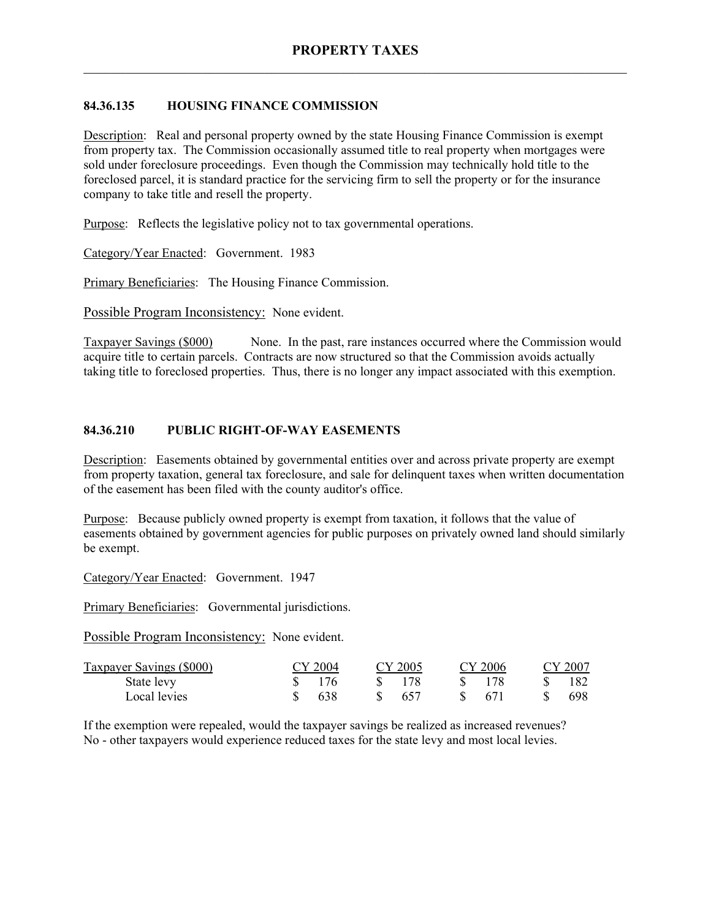## 84.36.135 HOUSING FINANCE COMMISSION

Description: Real and personal property owned by the state Housing Finance Commission is exempt from property tax. The Commission occasionally assumed title to real property when mortgages were sold under foreclosure proceedings. Even though the Commission may technically hold title to the foreclosed parcel, it is standard practice for the servicing firm to sell the property or for the insurance company to take title and resell the property.

Purpose: Reflects the legislative policy not to tax governmental operations.

Category/Year Enacted: Government. 1983

Primary Beneficiaries: The Housing Finance Commission.

Possible Program Inconsistency: None evident.

Taxpayer Savings ($000) None. In the past, rare instances occurred where the Commission would acquire title to certain parcels. Contracts are now structured so that the Commission avoids actually taking title to foreclosed properties. Thus, there is no longer any impact associated with this exemption.

## 84.36.210 PUBLIC RIGHT-OF-WAY EASEMENTS

Description: Easements obtained by governmental entities over and across private property are exempt from property taxation, general tax foreclosure, and sale for delinquent taxes when written documentation of the easement has been filed with the county auditor's office.

Purpose: Because publicly owned property is exempt from taxation, it follows that the value of easements obtained by government agencies for public purposes on privately owned land should similarly be exempt.

Category/Year Enacted: Government. 1947

Primary Beneficiaries: Governmental jurisdictions.

Possible Program Inconsistency: None evident.

| Taxpayer Savings ($000) | CY 2004 | CY 2005 | CY 2006 | CY 2007 |
|---|---|---|---|---|
| State levy | $ 176 | $ 178 | $ 178 | $ 182 |
| Local levies | $ 638 | $ 657 | $ 671 | $ 698 |

If the exemption were repealed, would the taxpayer savings be realized as increased revenues?
No - other taxpayers would experience reduced taxes for the state levy and most local levies.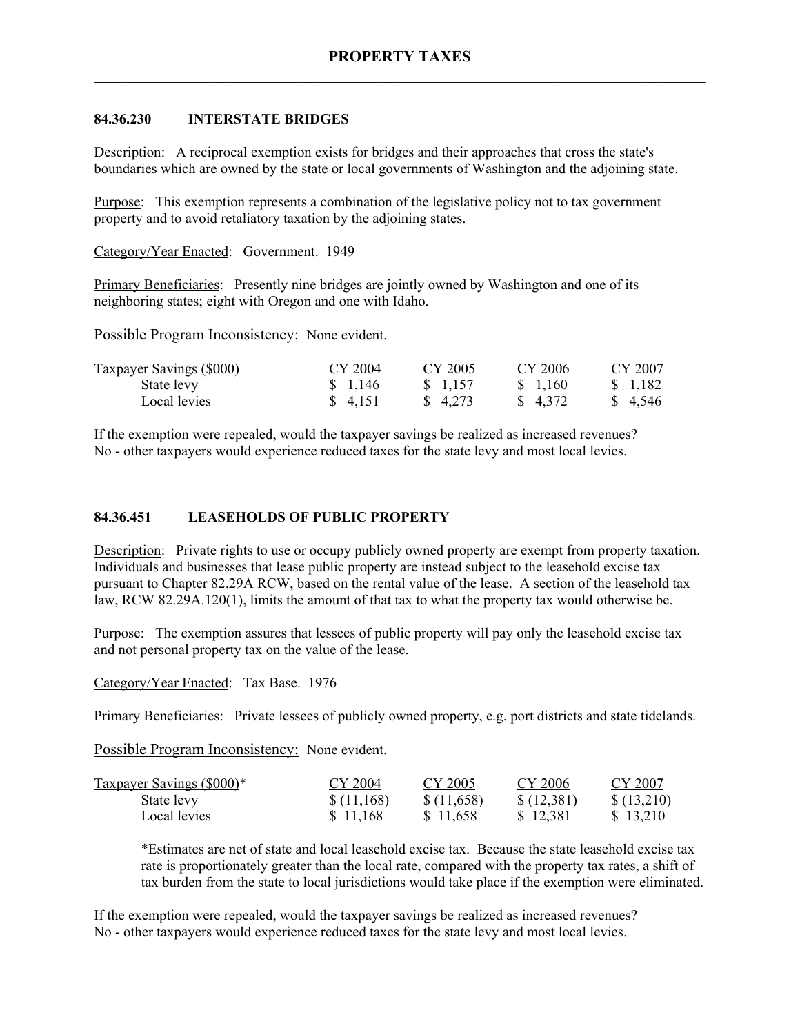# PROPERTY TAXES

### 84.36.230 INTERSTATE BRIDGES

Description: A reciprocal exemption exists for bridges and their approaches that cross the state's boundaries which are owned by the state or local governments of Washington and the adjoining state.

Purpose: This exemption represents a combination of the legislative policy not to tax government property and to avoid retaliatory taxation by the adjoining states.

Category/Year Enacted: Government. 1949

Primary Beneficiaries: Presently nine bridges are jointly owned by Washington and one of its neighboring states; eight with Oregon and one with Idaho.

Possible Program Inconsistency: None evident.

| Taxpayer Savings ($000) | CY 2004 | CY 2005 | CY 2006 | CY 2007 |
|---|---|---|---|---|
| State levy | $ 1,146 | $ 1,157 | $ 1,160 | $ 1,182 |
| Local levies | $ 4,151 | $ 4,273 | $ 4,372 | $ 4,546 |

If the exemption were repealed, would the taxpayer savings be realized as increased revenues? No - other taxpayers would experience reduced taxes for the state levy and most local levies.

### 84.36.451 LEASEHOLDS OF PUBLIC PROPERTY

Description: Private rights to use or occupy publicly owned property are exempt from property taxation. Individuals and businesses that lease public property are instead subject to the leasehold excise tax pursuant to Chapter 82.29A RCW, based on the rental value of the lease. A section of the leasehold tax law, RCW 82.29A.120(1), limits the amount of that tax to what the property tax would otherwise be.

Purpose: The exemption assures that lessees of public property will pay only the leasehold excise tax and not personal property tax on the value of the lease.

Category/Year Enacted: Tax Base. 1976

Primary Beneficiaries: Private lessees of publicly owned property, e.g. port districts and state tidelands.

Possible Program Inconsistency: None evident.

| Taxpayer Savings ($000)* | CY 2004 | CY 2005 | CY 2006 | CY 2007 |
|---|---|---|---|---|
| State levy | $ (11,168) | $ (11,658) | $ (12,381) | $ (13,210) |
| Local levies | $ 11,168 | $ 11,658 | $ 12,381 | $ 13,210 |

*Estimates are net of state and local leasehold excise tax. Because the state leasehold excise tax rate is proportionately greater than the local rate, compared with the property tax rates, a shift of tax burden from the state to local jurisdictions would take place if the exemption were eliminated.

If the exemption were repealed, would the taxpayer savings be realized as increased revenues? No - other taxpayers would experience reduced taxes for the state levy and most local levies.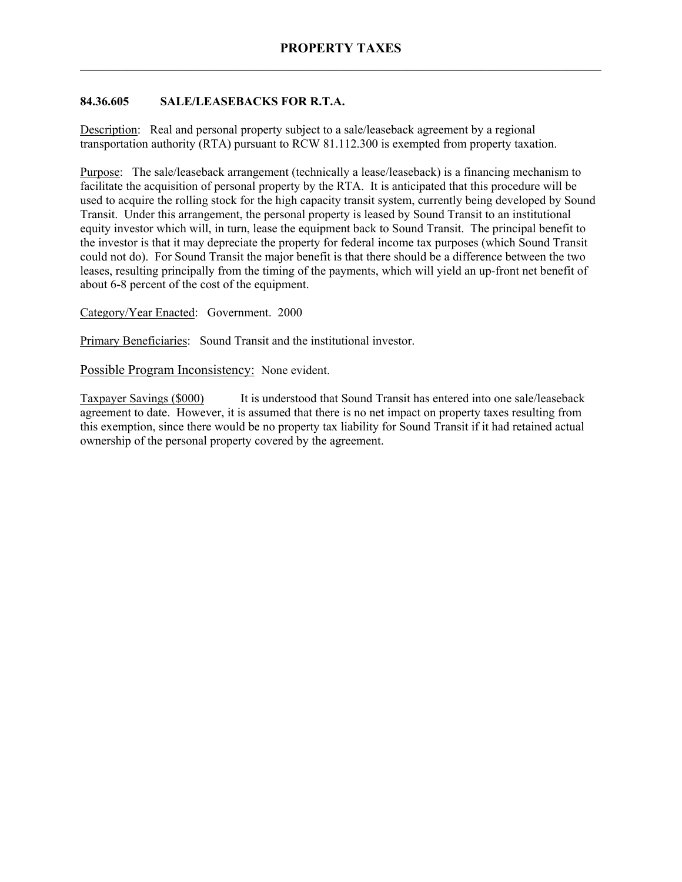### 84.36.605 SALE/LEASEBACKS FOR R.T.A.

Description: Real and personal property subject to a sale/leaseback agreement by a regional transportation authority (RTA) pursuant to RCW 81.112.300 is exempted from property taxation.

Purpose: The sale/leaseback arrangement (technically a lease/leaseback) is a financing mechanism to facilitate the acquisition of personal property by the RTA. It is anticipated that this procedure will be used to acquire the rolling stock for the high capacity transit system, currently being developed by Sound Transit. Under this arrangement, the personal property is leased by Sound Transit to an institutional equity investor which will, in turn, lease the equipment back to Sound Transit. The principal benefit to the investor is that it may depreciate the property for federal income tax purposes (which Sound Transit could not do). For Sound Transit the major benefit is that there should be a difference between the two leases, resulting principally from the timing of the payments, which will yield an up-front net benefit of about 6-8 percent of the cost of the equipment.

Category/Year Enacted: Government. 2000

Primary Beneficiaries: Sound Transit and the institutional investor.

Possible Program Inconsistency: None evident.

Taxpayer Savings ($000) It is understood that Sound Transit has entered into one sale/leaseback agreement to date. However, it is assumed that there is no net impact on property taxes resulting from this exemption, since there would be no property tax liability for Sound Transit if it had retained actual ownership of the personal property covered by the agreement.